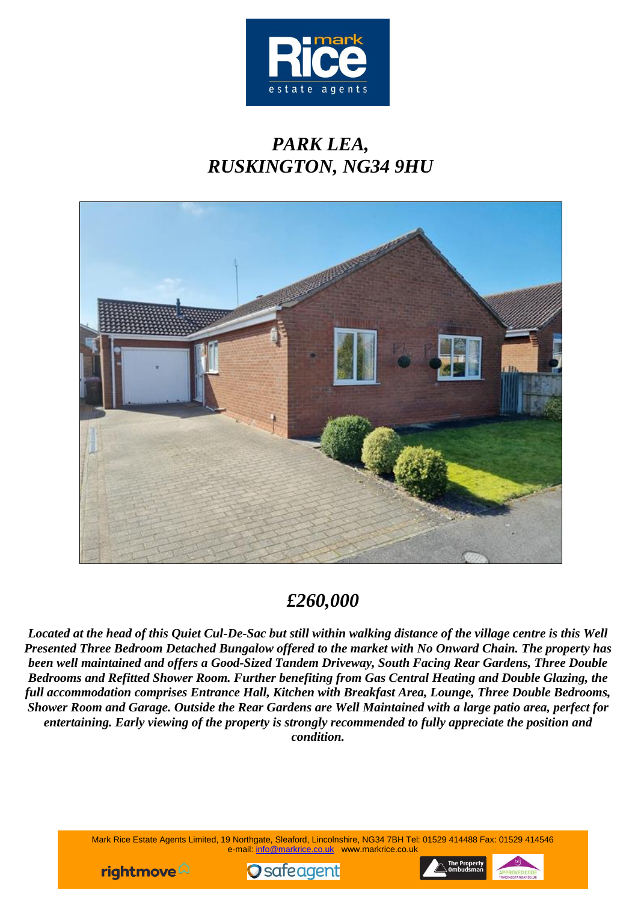# *PARK LEA, RUSKINGTON, NG34 9HU*

## *£260,000*

***Located at the head of this Quiet Cul-De-Sac but still within walking distance of the village centre is this Well Presented Three Bedroom Detached Bungalow offered to the market with No Onward Chain. The property has been well maintained and offers a Good-Sized Tandem Driveway, South Facing Rear Gardens, Three Double Bedrooms and Refitted Shower Room. Further benefiting from Gas Central Heating and Double Glazing, the full accommodation comprises Entrance Hall, Kitchen with Breakfast Area, Lounge, Three Double Bedrooms, Shower Room and Garage. Outside the Rear Gardens are Well Maintained with a large patio area, perfect for entertaining. Early viewing of the property is strongly recommended to fully appreciate the position and condition.***

Mark Rice Estate Agents Limited, 19 Northgate, Sleaford, Lincolnshire, NG34 7BH Tel: 01529 414488 Fax: 01529 414546
e-mail: info@markrice.co.uk www.markrice.co.uk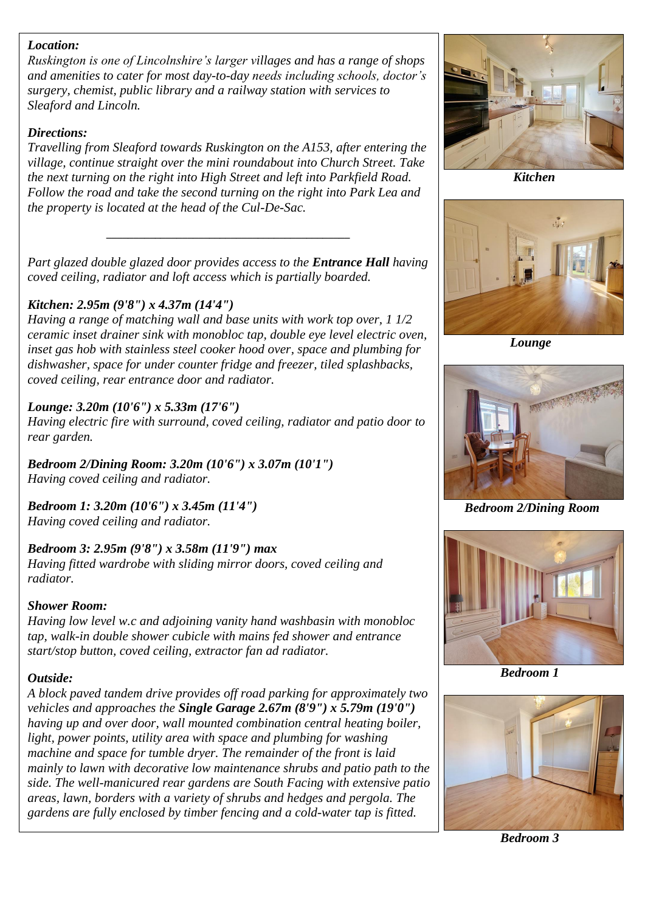***Location:***

*Ruskington is one of Lincolnshire's larger villages and has a range of shops and amenities to cater for most day-to-day needs including schools, doctor's surgery, chemist, public library and a railway station with services to Sleaford and Lincoln.*

***Directions:***

*Travelling from Sleaford towards Ruskington on the A153, after entering the village, continue straight over the mini roundabout into Church Street. Take the next turning on the right into High Street and left into Parkfield Road. Follow the road and take the second turning on the right into Park Lea and the property is located at the head of the Cul-De-Sac.*

---

*Part glazed double glazed door provides access to the **Entrance Hall** having coved ceiling, radiator and loft access which is partially boarded.*

***Kitchen: 2.95m (9'8") x 4.37m (14'4")***

*Having a range of matching wall and base units with work top over, 1 1/2 ceramic inset drainer sink with monobloc tap, double eye level electric oven, inset gas hob with stainless steel cooker hood over, space and plumbing for dishwasher, space for under counter fridge and freezer, tiled splashbacks, coved ceiling, rear entrance door and radiator.*

***Lounge: 3.20m (10'6") x 5.33m (17'6")***

*Having electric fire with surround, coved ceiling, radiator and patio door to rear garden.*

***Bedroom 2/Dining Room: 3.20m (10'6") x 3.07m (10'1")***

*Having coved ceiling and radiator.*

***Bedroom 1: 3.20m (10'6") x 3.45m (11'4")***

*Having coved ceiling and radiator.*

***Bedroom 3: 2.95m (9'8") x 3.58m (11'9") max***

*Having fitted wardrobe with sliding mirror doors, coved ceiling and radiator.*

***Shower Room:***

*Having low level w.c and adjoining vanity hand washbasin with monobloc tap, walk-in double shower cubicle with mains fed shower and entrance start/stop button, coved ceiling, extractor fan ad radiator.*

***Outside:***

*A block paved tandem drive provides off road parking for approximately two vehicles and approaches the **Single Garage 2.67m (8'9") x 5.79m (19'0")** having up and over door, wall mounted combination central heating boiler, light, power points, utility area with space and plumbing for washing machine and space for tumble dryer. The remainder of the front is laid mainly to lawn with decorative low maintenance shrubs and patio path to the side. The well-manicured rear gardens are South Facing with extensive patio areas, lawn, borders with a variety of shrubs and hedges and pergola. The gardens are fully enclosed by timber fencing and a cold-water tap is fitted.*

***Kitchen***

***Lounge***

***Bedroom 2/Dining Room***

***Bedroom 1***

***Bedroom 3***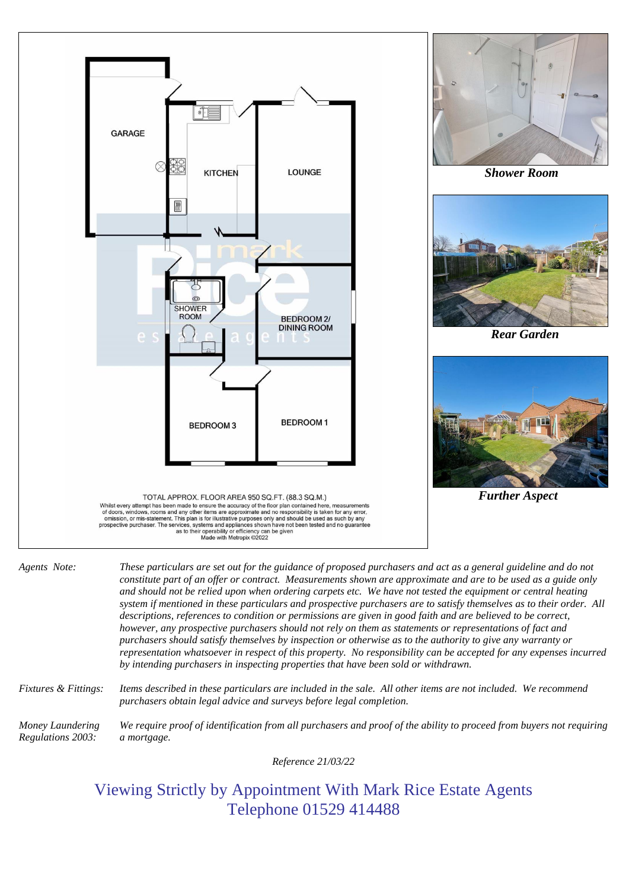GARAGE

KITCHEN

LOUNGE

SHOWER ROOM

BEDROOM 2/ DINING ROOM

BEDROOM 3

BEDROOM 1

TOTAL APPROX. FLOOR AREA 950 SQ.FT. (88.3 SQ.M.)
Whilst every attempt has been made to ensure the accuracy of the floor plan contained here, measurements of doors, windows, rooms and any other items are approximate and no responsibility is taken for any error, omission, or mis-statement. This plan is for illustrative purposes only and should be used as such by any prospective purchaser. The services, systems and appliances shown have not been tested and no guarantee as to their operability or efficiency can be given
Made with Metropix ©2022

***Shower Room***

***Rear Garden***

***Further Aspect***

| | |
|---|---|
| *Agents Note:* | *These particulars are set out for the guidance of proposed purchasers and act as a general guideline and do not constitute part of an offer or contract. Measurements shown are approximate and are to be used as a guide only and should not be relied upon when ordering carpets etc. We have not tested the equipment or central heating system if mentioned in these particulars and prospective purchasers are to satisfy themselves as to their order. All descriptions, references to condition or permissions are given in good faith and are believed to be correct, however, any prospective purchasers should not rely on them as statements or representations of fact and purchasers should satisfy themselves by inspection or otherwise as to the authority to give any warranty or representation whatsoever in respect of this property. No responsibility can be accepted for any expenses incurred by intending purchasers in inspecting properties that have been sold or withdrawn.* |
| *Fixtures & Fittings:* | *Items described in these particulars are included in the sale. All other items are not included. We recommend purchasers obtain legal advice and surveys before legal completion.* |
| *Money Laundering Regulations 2003:* | *We require proof of identification from all purchasers and proof of the ability to proceed from buyers not requiring a mortgage.* |

*Reference 21/03/22*

Viewing Strictly by Appointment With Mark Rice Estate Agents
Telephone 01529 414488